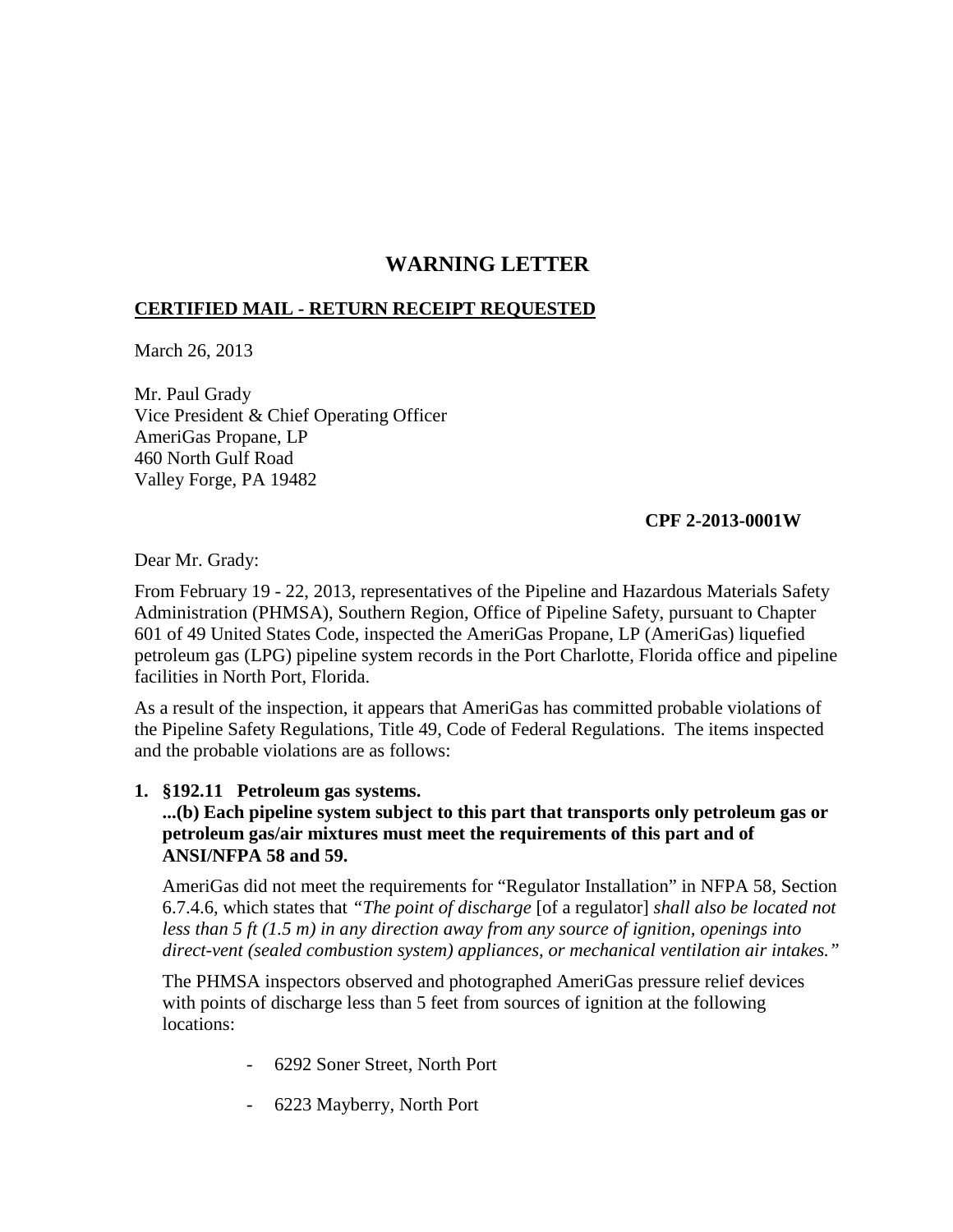# WARNING LETTER

**<u>CERTIFIED MAIL - RETURN RECEIPT REQUESTED</u>**

March 26, 2013

Mr. Paul Grady
Vice President & Chief Operating Officer
AmeriGas Propane, LP
460 North Gulf Road
Valley Forge, PA 19482

**CPF 2-2013-0001W**

Dear Mr. Grady:

From February 19 - 22, 2013, representatives of the Pipeline and Hazardous Materials Safety Administration (PHMSA), Southern Region, Office of Pipeline Safety, pursuant to Chapter 601 of 49 United States Code, inspected the AmeriGas Propane, LP (AmeriGas) liquefied petroleum gas (LPG) pipeline system records in the Port Charlotte, Florida office and pipeline facilities in North Port, Florida.

As a result of the inspection, it appears that AmeriGas has committed probable violations of the Pipeline Safety Regulations, Title 49, Code of Federal Regulations. The items inspected and the probable violations are as follows:

1. **§192.11 Petroleum gas systems.**
   **...(b) Each pipeline system subject to this part that transports only petroleum gas or petroleum gas/air mixtures must meet the requirements of this part and of ANSI/NFPA 58 and 59.**

   AmeriGas did not meet the requirements for "Regulator Installation" in NFPA 58, Section 6.7.4.6, which states that *"The point of discharge* [of a regulator] *shall also be located not less than 5 ft (1.5 m) in any direction away from any source of ignition, openings into direct-vent (sealed combustion system) appliances, or mechanical ventilation air intakes."*

   The PHMSA inspectors observed and photographed AmeriGas pressure relief devices with points of discharge less than 5 feet from sources of ignition at the following locations:

   - 6292 Soner Street, North Port
   - 6223 Mayberry, North Port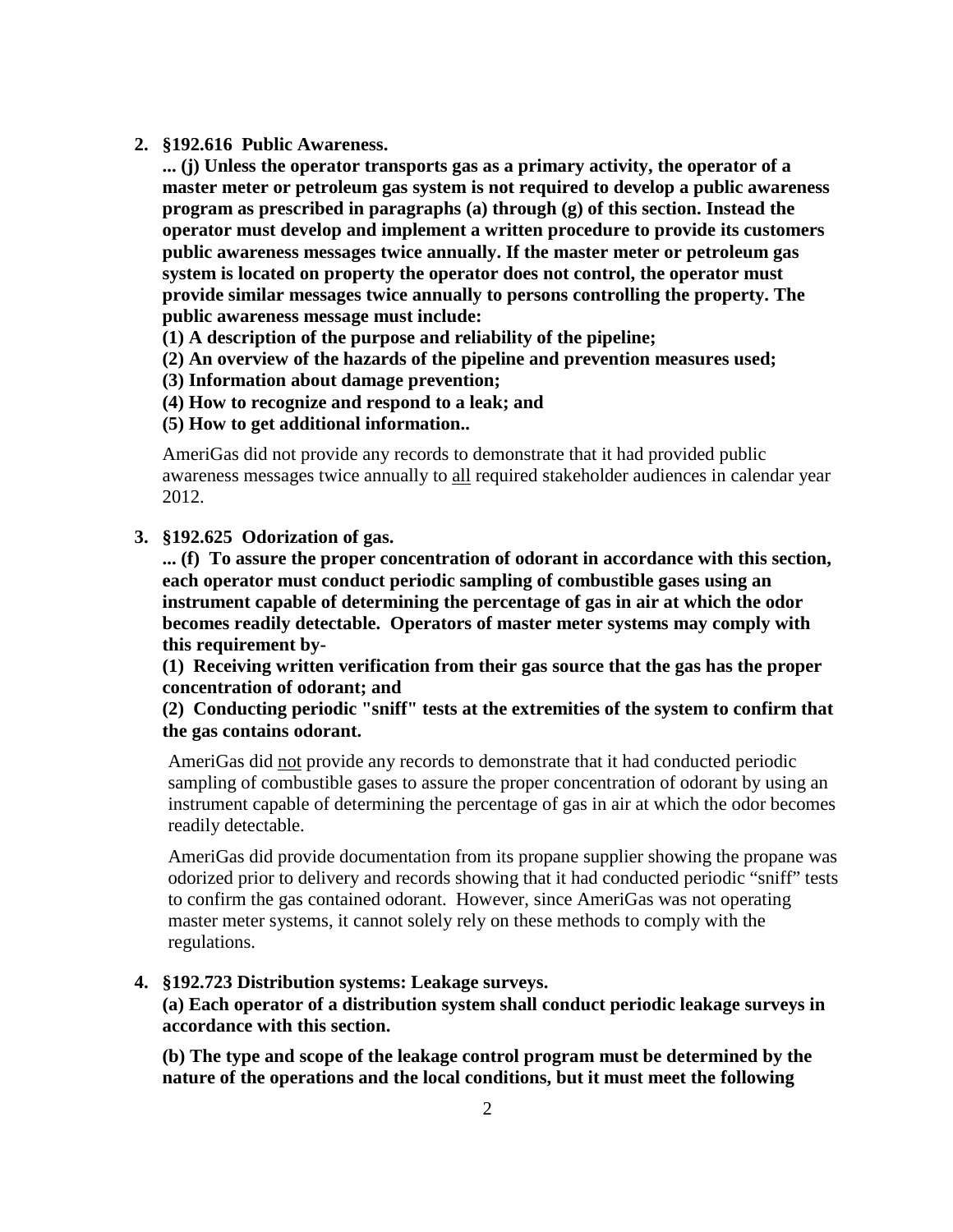2. **§192.616 Public Awareness.**

   **... (j) Unless the operator transports gas as a primary activity, the operator of a master meter or petroleum gas system is not required to develop a public awareness program as prescribed in paragraphs (a) through (g) of this section. Instead the operator must develop and implement a written procedure to provide its customers public awareness messages twice annually. If the master meter or petroleum gas system is located on property the operator does not control, the operator must provide similar messages twice annually to persons controlling the property. The public awareness message must include:**

   **(1) A description of the purpose and reliability of the pipeline;**

   **(2) An overview of the hazards of the pipeline and prevention measures used;**

   **(3) Information about damage prevention;**

   **(4) How to recognize and respond to a leak; and**

   **(5) How to get additional information..**

   AmeriGas did not provide any records to demonstrate that it had provided public awareness messages twice annually to <u>all</u> required stakeholder audiences in calendar year 2012.

3. **§192.625 Odorization of gas.**

   **... (f) To assure the proper concentration of odorant in accordance with this section, each operator must conduct periodic sampling of combustible gases using an instrument capable of determining the percentage of gas in air at which the odor becomes readily detectable. Operators of master meter systems may comply with this requirement by-**

   **(1) Receiving written verification from their gas source that the gas has the proper concentration of odorant; and**

   **(2) Conducting periodic "sniff" tests at the extremities of the system to confirm that the gas contains odorant.**

   AmeriGas did <u>not</u> provide any records to demonstrate that it had conducted periodic sampling of combustible gases to assure the proper concentration of odorant by using an instrument capable of determining the percentage of gas in air at which the odor becomes readily detectable.

   AmeriGas did provide documentation from its propane supplier showing the propane was odorized prior to delivery and records showing that it had conducted periodic "sniff" tests to confirm the gas contained odorant. However, since AmeriGas was not operating master meter systems, it cannot solely rely on these methods to comply with the regulations.

4. **§192.723 Distribution systems: Leakage surveys.**

   **(a) Each operator of a distribution system shall conduct periodic leakage surveys in accordance with this section.**

   **(b) The type and scope of the leakage control program must be determined by the nature of the operations and the local conditions, but it must meet the following**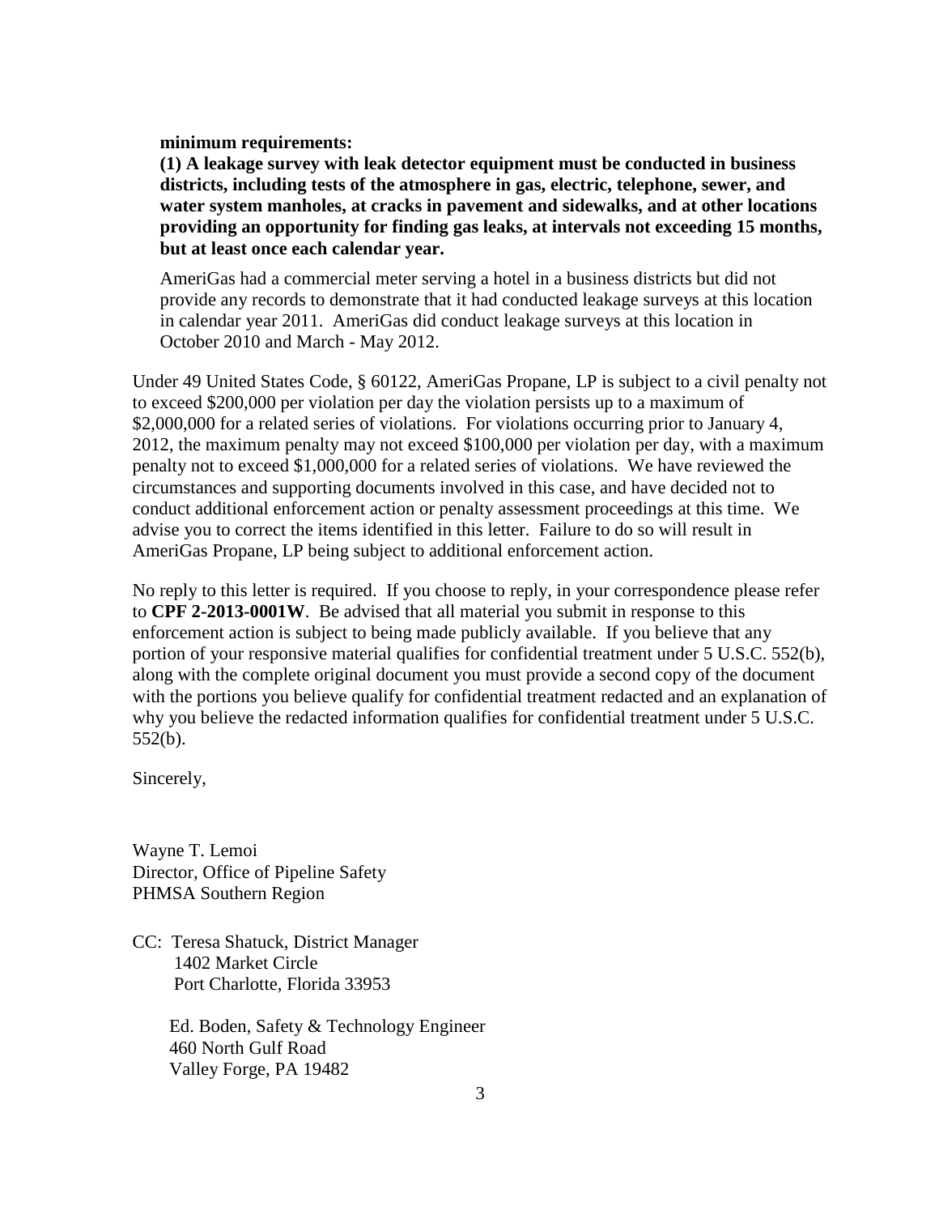**minimum requirements:**

**(1) A leakage survey with leak detector equipment must be conducted in business districts, including tests of the atmosphere in gas, electric, telephone, sewer, and water system manholes, at cracks in pavement and sidewalks, and at other locations providing an opportunity for finding gas leaks, at intervals not exceeding 15 months, but at least once each calendar year.**

AmeriGas had a commercial meter serving a hotel in a business districts but did not provide any records to demonstrate that it had conducted leakage surveys at this location in calendar year 2011. AmeriGas did conduct leakage surveys at this location in October 2010 and March - May 2012.

Under 49 United States Code, § 60122, AmeriGas Propane, LP is subject to a civil penalty not to exceed $200,000 per violation per day the violation persists up to a maximum of $2,000,000 for a related series of violations. For violations occurring prior to January 4, 2012, the maximum penalty may not exceed $100,000 per violation per day, with a maximum penalty not to exceed $1,000,000 for a related series of violations. We have reviewed the circumstances and supporting documents involved in this case, and have decided not to conduct additional enforcement action or penalty assessment proceedings at this time. We advise you to correct the items identified in this letter. Failure to do so will result in AmeriGas Propane, LP being subject to additional enforcement action.

No reply to this letter is required. If you choose to reply, in your correspondence please refer to **CPF 2-2013-0001W**. Be advised that all material you submit in response to this enforcement action is subject to being made publicly available. If you believe that any portion of your responsive material qualifies for confidential treatment under 5 U.S.C. 552(b), along with the complete original document you must provide a second copy of the document with the portions you believe qualify for confidential treatment redacted and an explanation of why you believe the redacted information qualifies for confidential treatment under 5 U.S.C. 552(b).

Sincerely,

Wayne T. Lemoi
Director, Office of Pipeline Safety
PHMSA Southern Region

CC: Teresa Shatuck, District Manager
1402 Market Circle
Port Charlotte, Florida 33953

Ed. Boden, Safety & Technology Engineer
460 North Gulf Road
Valley Forge, PA 19482